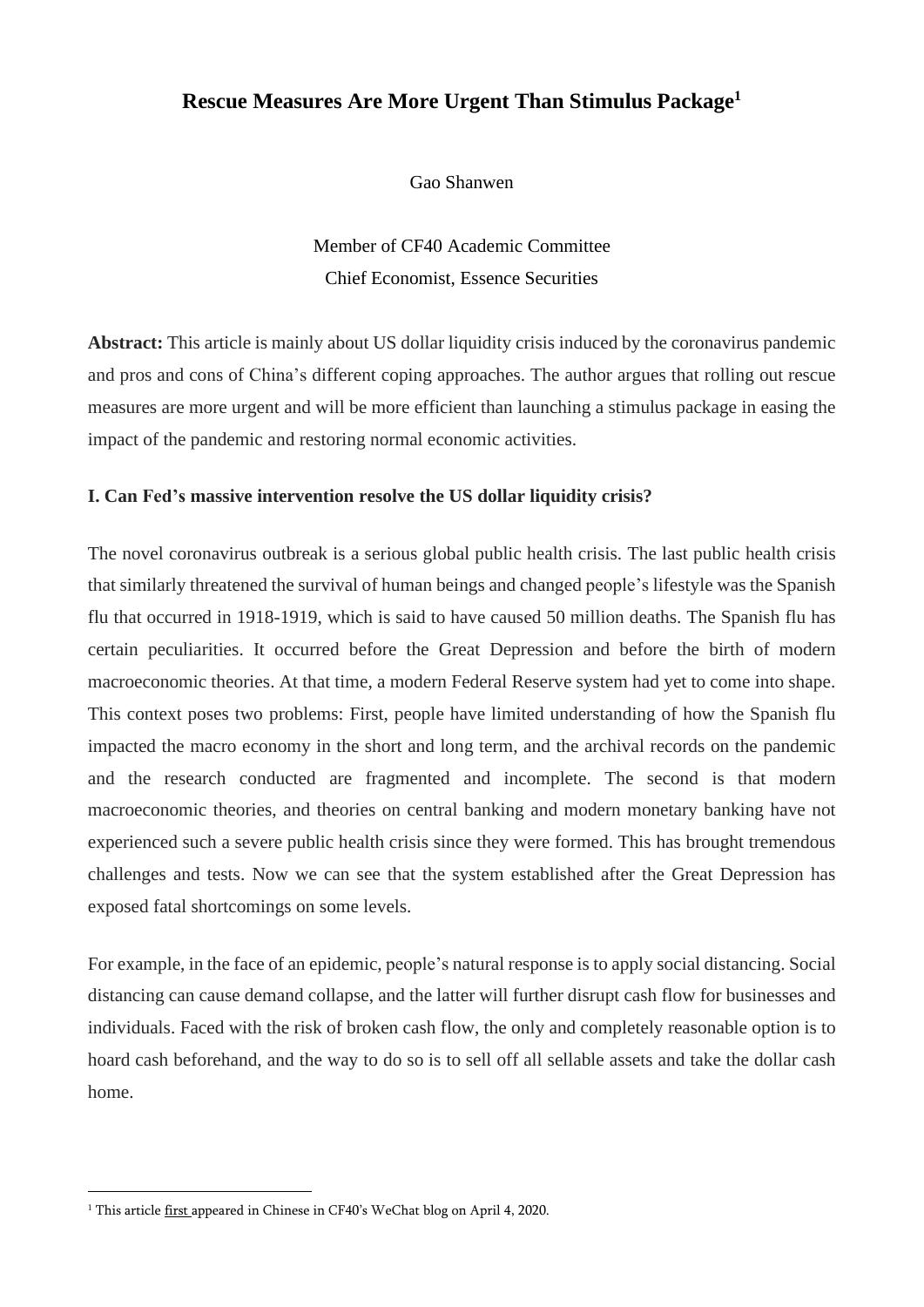# Rescue Measures Are More Urgent Than Stimulus Package[1]

Gao Shanwen

Member of CF40 Academic Committee
Chief Economist, Essence Securities

**Abstract:** This article is mainly about US dollar liquidity crisis induced by the coronavirus pandemic and pros and cons of China's different coping approaches. The author argues that rolling out rescue measures are more urgent and will be more efficient than launching a stimulus package in easing the impact of the pandemic and restoring normal economic activities.

## I. Can Fed's massive intervention resolve the US dollar liquidity crisis?

The novel coronavirus outbreak is a serious global public health crisis. The last public health crisis that similarly threatened the survival of human beings and changed people's lifestyle was the Spanish flu that occurred in 1918-1919, which is said to have caused 50 million deaths. The Spanish flu has certain peculiarities. It occurred before the Great Depression and before the birth of modern macroeconomic theories. At that time, a modern Federal Reserve system had yet to come into shape. This context poses two problems: First, people have limited understanding of how the Spanish flu impacted the macro economy in the short and long term, and the archival records on the pandemic and the research conducted are fragmented and incomplete. The second is that modern macroeconomic theories, and theories on central banking and modern monetary banking have not experienced such a severe public health crisis since they were formed. This has brought tremendous challenges and tests. Now we can see that the system established after the Great Depression has exposed fatal shortcomings on some levels.

For example, in the face of an epidemic, people's natural response is to apply social distancing. Social distancing can cause demand collapse, and the latter will further disrupt cash flow for businesses and individuals. Faced with the risk of broken cash flow, the only and completely reasonable option is to hoard cash beforehand, and the way to do so is to sell off all sellable assets and take the dollar cash home.

[1] This article first appeared in Chinese in CF40's WeChat blog on April 4, 2020.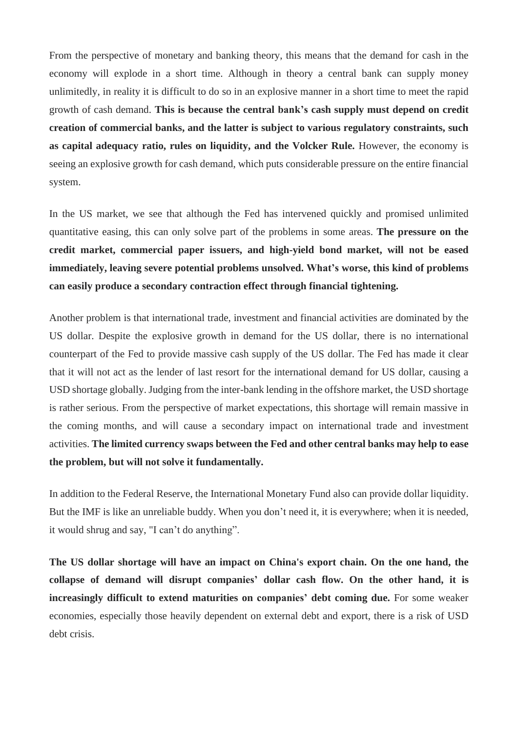From the perspective of monetary and banking theory, this means that the demand for cash in the economy will explode in a short time. Although in theory a central bank can supply money unlimitedly, in reality it is difficult to do so in an explosive manner in a short time to meet the rapid growth of cash demand. **This is because the central bank's cash supply must depend on credit creation of commercial banks, and the latter is subject to various regulatory constraints, such as capital adequacy ratio, rules on liquidity, and the Volcker Rule.** However, the economy is seeing an explosive growth for cash demand, which puts considerable pressure on the entire financial system.

In the US market, we see that although the Fed has intervened quickly and promised unlimited quantitative easing, this can only solve part of the problems in some areas. **The pressure on the credit market, commercial paper issuers, and high-yield bond market, will not be eased immediately, leaving severe potential problems unsolved. What's worse, this kind of problems can easily produce a secondary contraction effect through financial tightening.**

Another problem is that international trade, investment and financial activities are dominated by the US dollar. Despite the explosive growth in demand for the US dollar, there is no international counterpart of the Fed to provide massive cash supply of the US dollar. The Fed has made it clear that it will not act as the lender of last resort for the international demand for US dollar, causing a USD shortage globally. Judging from the inter-bank lending in the offshore market, the USD shortage is rather serious. From the perspective of market expectations, this shortage will remain massive in the coming months, and will cause a secondary impact on international trade and investment activities. **The limited currency swaps between the Fed and other central banks may help to ease the problem, but will not solve it fundamentally.**

In addition to the Federal Reserve, the International Monetary Fund also can provide dollar liquidity. But the IMF is like an unreliable buddy. When you don't need it, it is everywhere; when it is needed, it would shrug and say, "I can't do anything".

**The US dollar shortage will have an impact on China's export chain. On the one hand, the collapse of demand will disrupt companies' dollar cash flow. On the other hand, it is increasingly difficult to extend maturities on companies' debt coming due.** For some weaker economies, especially those heavily dependent on external debt and export, there is a risk of USD debt crisis.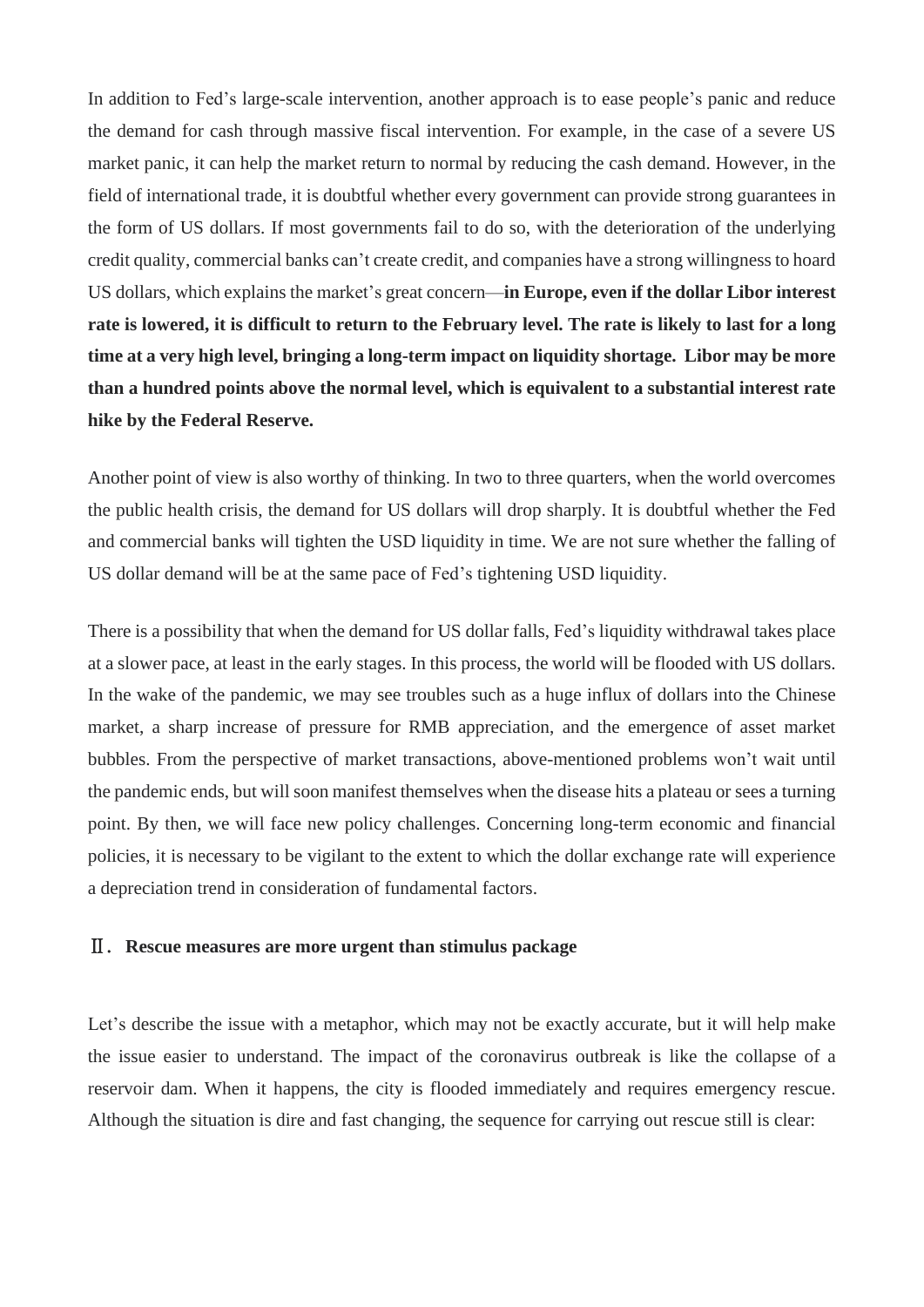In addition to Fed's large-scale intervention, another approach is to ease people's panic and reduce the demand for cash through massive fiscal intervention. For example, in the case of a severe US market panic, it can help the market return to normal by reducing the cash demand. However, in the field of international trade, it is doubtful whether every government can provide strong guarantees in the form of US dollars. If most governments fail to do so, with the deterioration of the underlying credit quality, commercial banks can't create credit, and companies have a strong willingness to hoard US dollars, which explains the market's great concern—**in Europe, even if the dollar Libor interest rate is lowered, it is difficult to return to the February level. The rate is likely to last for a long time at a very high level, bringing a long-term impact on liquidity shortage. Libor may be more than a hundred points above the normal level, which is equivalent to a substantial interest rate hike by the Federal Reserve.**

Another point of view is also worthy of thinking. In two to three quarters, when the world overcomes the public health crisis, the demand for US dollars will drop sharply. It is doubtful whether the Fed and commercial banks will tighten the USD liquidity in time. We are not sure whether the falling of US dollar demand will be at the same pace of Fed's tightening USD liquidity.

There is a possibility that when the demand for US dollar falls, Fed's liquidity withdrawal takes place at a slower pace, at least in the early stages. In this process, the world will be flooded with US dollars. In the wake of the pandemic, we may see troubles such as a huge influx of dollars into the Chinese market, a sharp increase of pressure for RMB appreciation, and the emergence of asset market bubbles. From the perspective of market transactions, above-mentioned problems won't wait until the pandemic ends, but will soon manifest themselves when the disease hits a plateau or sees a turning point. By then, we will face new policy challenges. Concerning long-term economic and financial policies, it is necessary to be vigilant to the extent to which the dollar exchange rate will experience a depreciation trend in consideration of fundamental factors.

## Ⅱ. Rescue measures are more urgent than stimulus package

Let's describe the issue with a metaphor, which may not be exactly accurate, but it will help make the issue easier to understand. The impact of the coronavirus outbreak is like the collapse of a reservoir dam. When it happens, the city is flooded immediately and requires emergency rescue. Although the situation is dire and fast changing, the sequence for carrying out rescue still is clear: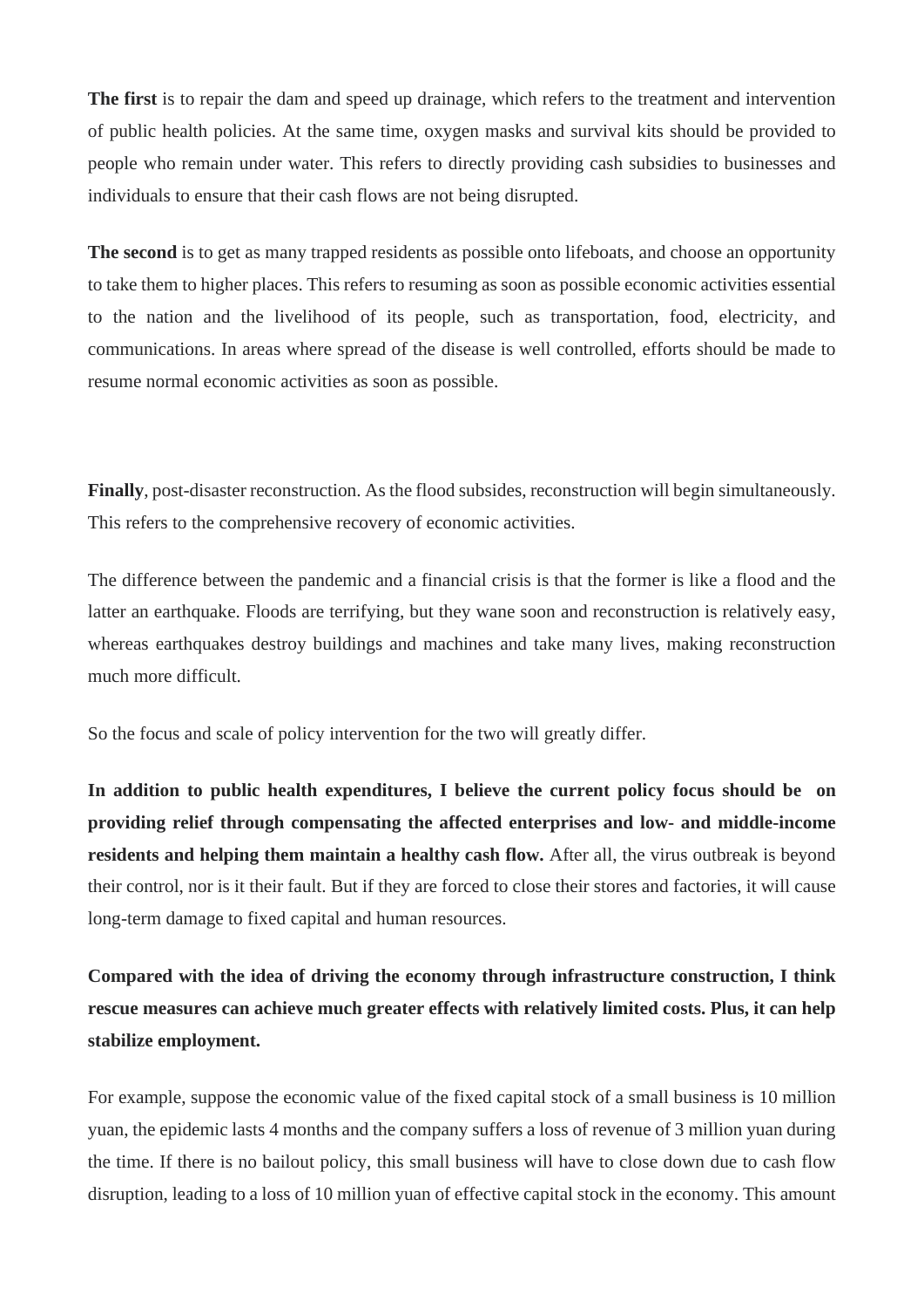**The first** is to repair the dam and speed up drainage, which refers to the treatment and intervention of public health policies. At the same time, oxygen masks and survival kits should be provided to people who remain under water. This refers to directly providing cash subsidies to businesses and individuals to ensure that their cash flows are not being disrupted.

**The second** is to get as many trapped residents as possible onto lifeboats, and choose an opportunity to take them to higher places. This refers to resuming as soon as possible economic activities essential to the nation and the livelihood of its people, such as transportation, food, electricity, and communications. In areas where spread of the disease is well controlled, efforts should be made to resume normal economic activities as soon as possible.

**Finally**, post-disaster reconstruction. As the flood subsides, reconstruction will begin simultaneously. This refers to the comprehensive recovery of economic activities.

The difference between the pandemic and a financial crisis is that the former is like a flood and the latter an earthquake. Floods are terrifying, but they wane soon and reconstruction is relatively easy, whereas earthquakes destroy buildings and machines and take many lives, making reconstruction much more difficult.

So the focus and scale of policy intervention for the two will greatly differ.

**In addition to public health expenditures, I believe the current policy focus should be on providing relief through compensating the affected enterprises and low- and middle-income residents and helping them maintain a healthy cash flow.** After all, the virus outbreak is beyond their control, nor is it their fault. But if they are forced to close their stores and factories, it will cause long-term damage to fixed capital and human resources.

**Compared with the idea of driving the economy through infrastructure construction, I think rescue measures can achieve much greater effects with relatively limited costs. Plus, it can help stabilize employment.**

For example, suppose the economic value of the fixed capital stock of a small business is 10 million yuan, the epidemic lasts 4 months and the company suffers a loss of revenue of 3 million yuan during the time. If there is no bailout policy, this small business will have to close down due to cash flow disruption, leading to a loss of 10 million yuan of effective capital stock in the economy. This amount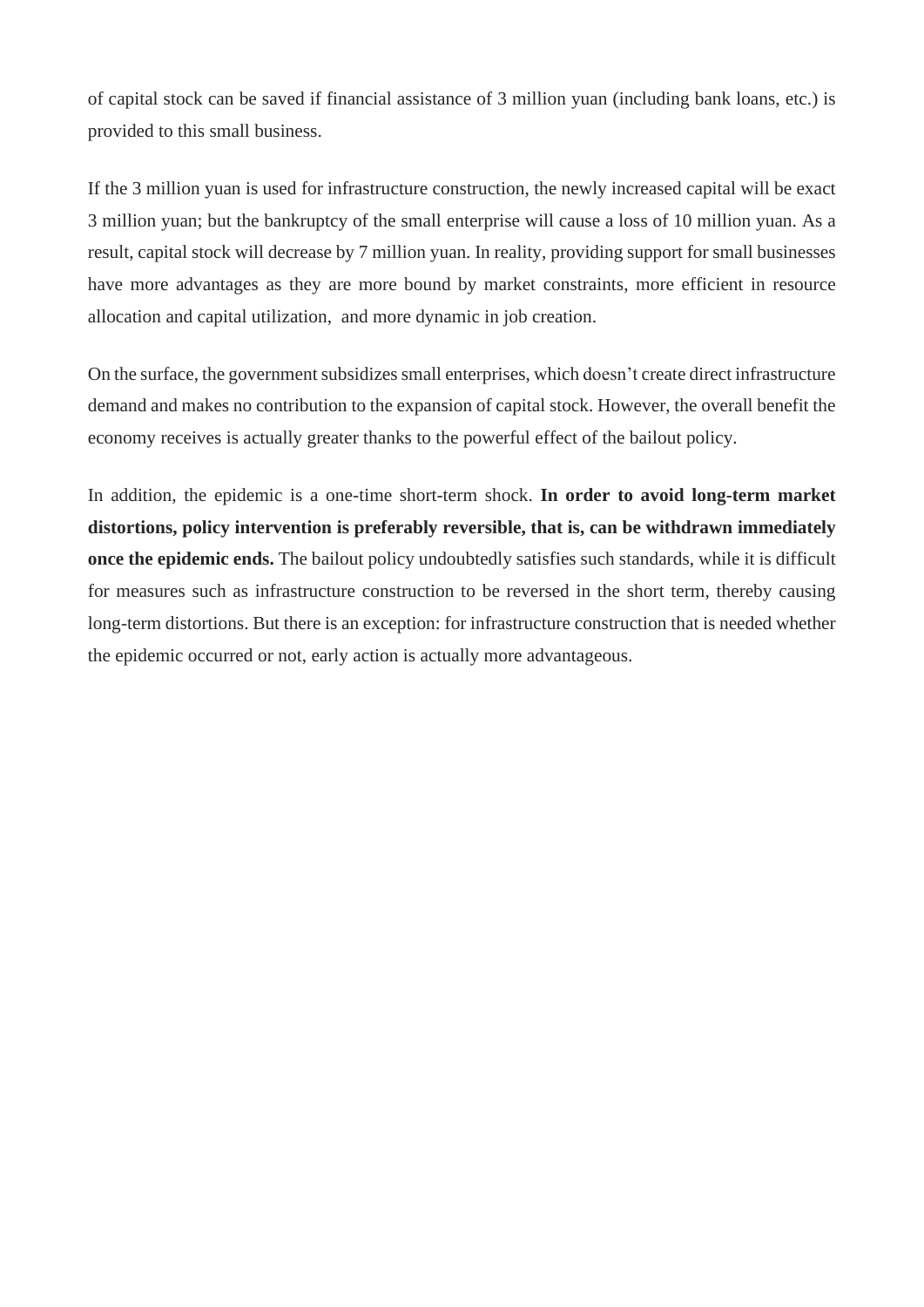of capital stock can be saved if financial assistance of 3 million yuan (including bank loans, etc.) is provided to this small business.

If the 3 million yuan is used for infrastructure construction, the newly increased capital will be exact 3 million yuan; but the bankruptcy of the small enterprise will cause a loss of 10 million yuan. As a result, capital stock will decrease by 7 million yuan. In reality, providing support for small businesses have more advantages as they are more bound by market constraints, more efficient in resource allocation and capital utilization,  and more dynamic in job creation.

On the surface, the government subsidizes small enterprises, which doesn't create direct infrastructure demand and makes no contribution to the expansion of capital stock. However, the overall benefit the economy receives is actually greater thanks to the powerful effect of the bailout policy.

In addition, the epidemic is a one-time short-term shock. **In order to avoid long-term market distortions, policy intervention is preferably reversible, that is, can be withdrawn immediately once the epidemic ends.** The bailout policy undoubtedly satisfies such standards, while it is difficult for measures such as infrastructure construction to be reversed in the short term, thereby causing long-term distortions. But there is an exception: for infrastructure construction that is needed whether the epidemic occurred or not, early action is actually more advantageous.